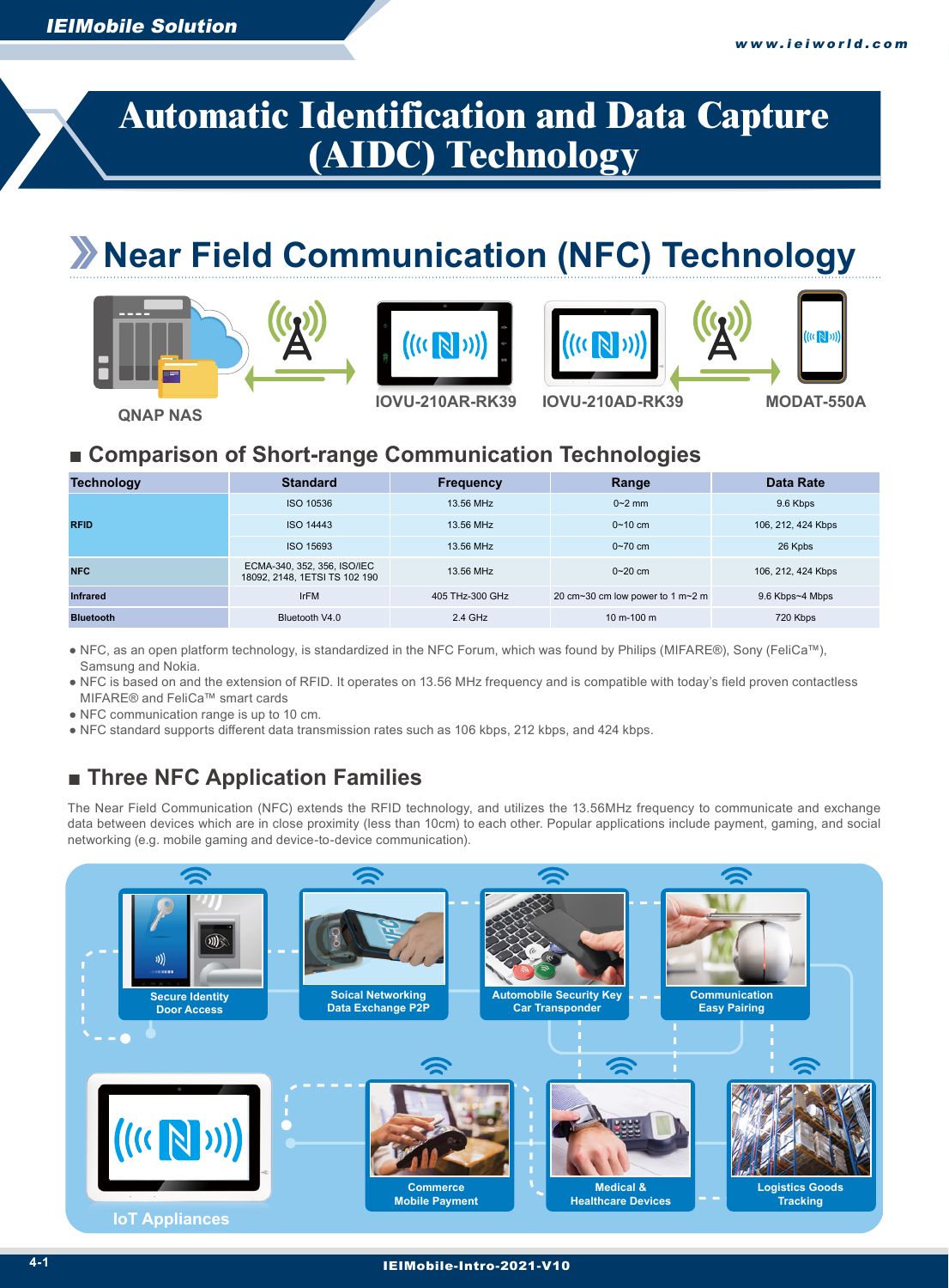# Automatic Identification and Data Capture (AIDC) Technology

## Near Field Communication (NFC) Technology

QNAP NAS IOVU-210AR-RK39 IOVU-210AD-RK39 MODAT-550A

### Comparison of Short-range Communication Technologies

| Technology | Standard | Frequency | Range | Data Rate |
|---|---|---|---|---|
| RFID | ISO 10536 | 13.56 MHz | 0~2 mm | 9.6 Kbps |
| | ISO 14443 | 13.56 MHz | 0~10 cm | 106, 212, 424 Kbps |
| | ISO 15693 | 13.56 MHz | 0~70 cm | 26 Kbps |
| NFC | ECMA-340, 352, 356, ISO/IEC 18092, 2148, 1ETSI TS 102 190 | 13.56 MHz | 0~20 cm | 106, 212, 424 Kbps |
| Infrared | IrFM | 405 THz-300 GHz | 20 cm~30 cm low power to 1 m~2 m | 9.6 Kbps~4 Mbps |
| Bluetooth | Bluetooth V4.0 | 2.4 GHz | 10 m-100 m | 720 Kbps |

- NFC, as an open platform technology, is standardized in the NFC Forum, which was found by Philips (MIFARE®), Sony (FeliCa™), Samsung and Nokia.
- NFC is based on and the extension of RFID. It operates on 13.56 MHz frequency and is compatible with today's field proven contactless MIFARE® and FeliCa™ smart cards
- NFC communication range is up to 10 cm.
- NFC standard supports different data transmission rates such as 106 kbps, 212 kbps, and 424 kbps.

### Three NFC Application Families

The Near Field Communication (NFC) extends the RFID technology, and utilizes the 13.56MHz frequency to communicate and exchange data between devices which are in close proximity (less than 10cm) to each other. Popular applications include payment, gaming, and social networking (e.g. mobile gaming and device-to-device communication).

Secure Identity Door Access

Soical Networking Data Exchange P2P

Automobile Security Key Car Transponder

Communication Easy Pairing

IoT Appliances

Commerce Mobile Payment

Medical & Healthcare Devices

Logistics Goods Tracking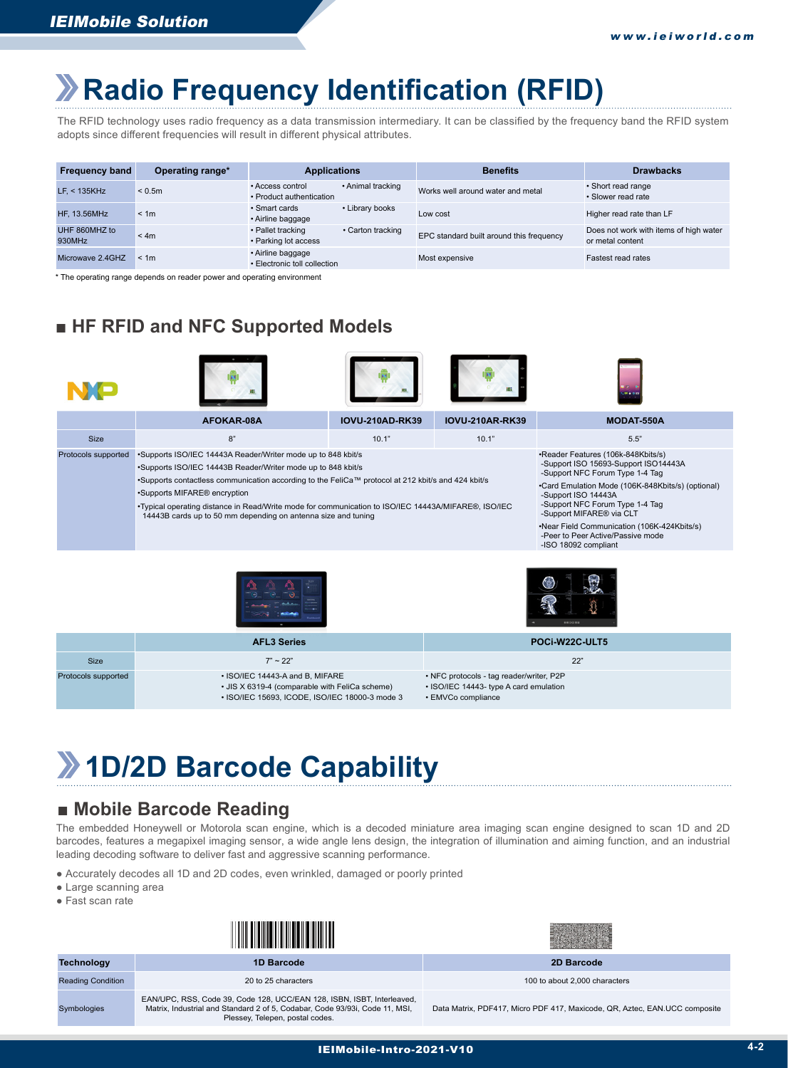# Radio Frequency Identification (RFID)

The RFID technology uses radio frequency as a data transmission intermediary. It can be classified by the frequency band the RFID system adopts since different frequencies will result in different physical attributes.

| Frequency band | Operating range* | Applications | Benefits | Drawbacks |
|---|---|---|---|---|
| LF, < 135KHz | < 0.5m | • Access control • Animal tracking • Product authentication | Works well around water and metal | • Short read range • Slower read rate |
| HF, 13.56MHz | < 1m | • Smart cards • Library books • Airline baggage | Low cost | Higher read rate than LF |
| UHF 860MHZ to 930MHz | < 4m | • Pallet tracking • Carton tracking • Parking lot access | EPC standard built around this frequency | Does not work with items of high water or metal content |
| Microwave 2.4GHZ | < 1m | • Airline baggage • Electronic toll collection | Most expensive | Fastest read rates |

* The operating range depends on reader power and operating environment

## HF RFID and NFC Supported Models

| NXP | AFOKAR-08A | IOVU-210AD-RK39 | IOVU-210AR-RK39 | MODAT-550A |
|---|---|---|---|---|
| Size | 8" | 10.1" | 10.1" | 5.5" |
| Protocols supported | •Supports ISO/IEC 14443A Reader/Writer mode up to 848 kbit/s<br>•Supports ISO/IEC 14443B Reader/Writer mode up to 848 kbit/s<br>•Supports contactless communication according to the FeliCa™ protocol at 212 kbit/s and 424 kbit/s<br>•Supports MIFARE® encryption<br>•Typical operating distance in Read/Write mode for communication to ISO/IEC 14443A/MIFARE®, ISO/IEC 14443B cards up to 50 mm depending on antenna size and tuning | | | •Reader Features (106k-848Kbits/s)<br>-Support ISO 15693-Support ISO14443A<br>-Support NFC Forum Type 1-4 Tag<br>•Card Emulation Mode (106K-848Kbits/s) (optional)<br>-Support ISO 14443A<br>-Support NFC Forum Type 1-4 Tag<br>-Support MIFARE® via CLT<br>•Near Field Communication (106K-424Kbits/s)<br>-Peer to Peer Active/Passive mode<br>-ISO 18092 compliant |

| | AFL3 Series | POCi-W22C-ULT5 |
|---|---|---|
| Size | 7" ~ 22" | 22" |
| Protocols supported | • ISO/IEC 14443-A and B, MIFARE<br>• JIS X 6319-4 (comparable with FeliCa scheme)<br>• ISO/IEC 15693, ICODE, ISO/IEC 18000-3 mode 3 | • NFC protocols - tag reader/writer, P2P<br>• ISO/IEC 14443- type A card emulation<br>• EMVCo compliance |

# 1D/2D Barcode Capability

## Mobile Barcode Reading

The embedded Honeywell or Motorola scan engine, which is a decoded miniature area imaging scan engine designed to scan 1D and 2D barcodes, features a megapixel imaging sensor, a wide angle lens design, the integration of illumination and aiming function, and an industrial leading decoding software to deliver fast and aggressive scanning performance.

- Accurately decodes all 1D and 2D codes, even wrinkled, damaged or poorly printed
- Large scanning area
- Fast scan rate

| Technology | 1D Barcode | 2D Barcode |
|---|---|---|
| Reading Condition | 20 to 25 characters | 100 to about 2,000 characters |
| Symbologies | EAN/UPC, RSS, Code 39, Code 128, UCC/EAN 128, ISBN, ISBT, Interleaved, Matrix, Industrial and Standard 2 of 5, Codabar, Code 93/93i, Code 11, MSI, Plessey, Telepen, postal codes. | Data Matrix, PDF417, Micro PDF 417, Maxicode, QR, Aztec, EAN.UCC composite |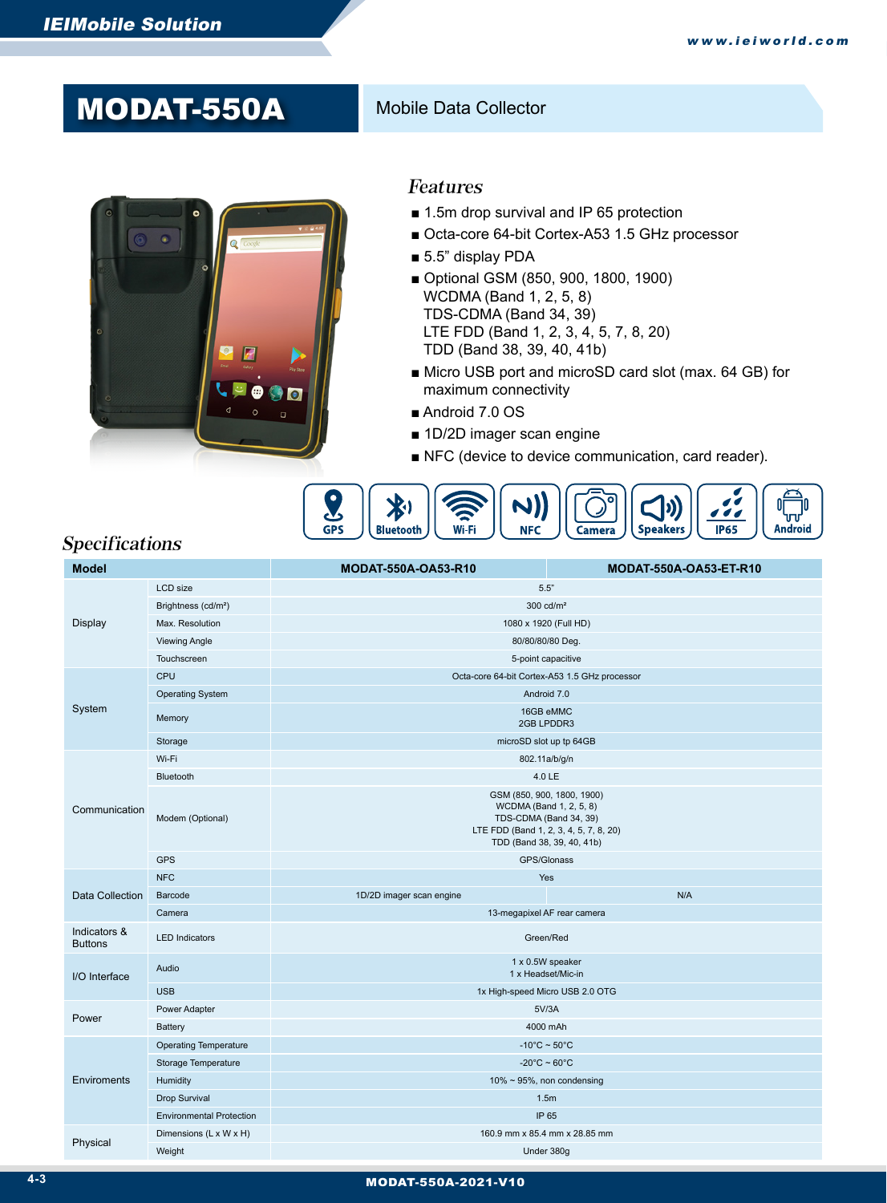# MODAT-550A

Mobile Data Collector

## Features

- 1.5m drop survival and IP 65 protection
- Octa-core 64-bit Cortex-A53 1.5 GHz processor
- 5.5" display PDA
- Optional GSM (850, 900, 1800, 1900)
  WCDMA (Band 1, 2, 5, 8)
  TDS-CDMA (Band 34, 39)
  LTE FDD (Band 1, 2, 3, 4, 5, 7, 8, 20)
  TDD (Band 38, 39, 40, 41b)
- Micro USB port and microSD card slot (max. 64 GB) for maximum connectivity
- Android 7.0 OS
- 1D/2D imager scan engine
- NFC (device to device communication, card reader).

GPS | Bluetooth | Wi-Fi | NFC | Camera | Speakers | IP65 | Android

## Specifications

| Model | | MODAT-550A-OA53-R10 | MODAT-550A-OA53-ET-R10 |
|---|---|---|---|
| Display | LCD size | 5.5" | |
| | Brightness (cd/m²) | 300 cd/m² | |
| | Max. Resolution | 1080 x 1920 (Full HD) | |
| | Viewing Angle | 80/80/80/80 Deg. | |
| | Touchscreen | 5-point capacitive | |
| System | CPU | Octa-core 64-bit Cortex-A53 1.5 GHz processor | |
| | Operating System | Android 7.0 | |
| | Memory | 16GB eMMC<br>2GB LPDDR3 | |
| | Storage | microSD slot up tp 64GB | |
| Communication | Wi-Fi | 802.11a/b/g/n | |
| | Bluetooth | 4.0 LE | |
| | Modem (Optional) | GSM (850, 900, 1800, 1900)<br>WCDMA (Band 1, 2, 5, 8)<br>TDS-CDMA (Band 34, 39)<br>LTE FDD (Band 1, 2, 3, 4, 5, 7, 8, 20)<br>TDD (Band 38, 39, 40, 41b) | |
| | GPS | GPS/Glonass | |
| Data Collection | NFC | Yes | |
| | Barcode | 1D/2D imager scan engine | N/A |
| | Camera | 13-megapixel AF rear camera | |
| Indicators & Buttons | LED Indicators | Green/Red | |
| I/O Interface | Audio | 1 x 0.5W speaker<br>1 x Headset/Mic-in | |
| | USB | 1x High-speed Micro USB 2.0 OTG | |
| Power | Power Adapter | 5V/3A | |
| | Battery | 4000 mAh | |
| Enviroments | Operating Temperature | -10°C ~ 50°C | |
| | Storage Temperature | -20°C ~ 60°C | |
| | Humidity | 10% ~ 95%, non condensing | |
| | Drop Survival | 1.5m | |
| | Environmental Protection | IP 65 | |
| Physical | Dimensions (L x W x H) | 160.9 mm x 85.4 mm x 28.85 mm | |
| | Weight | Under 380g | |

MODAT-550A-2021-V10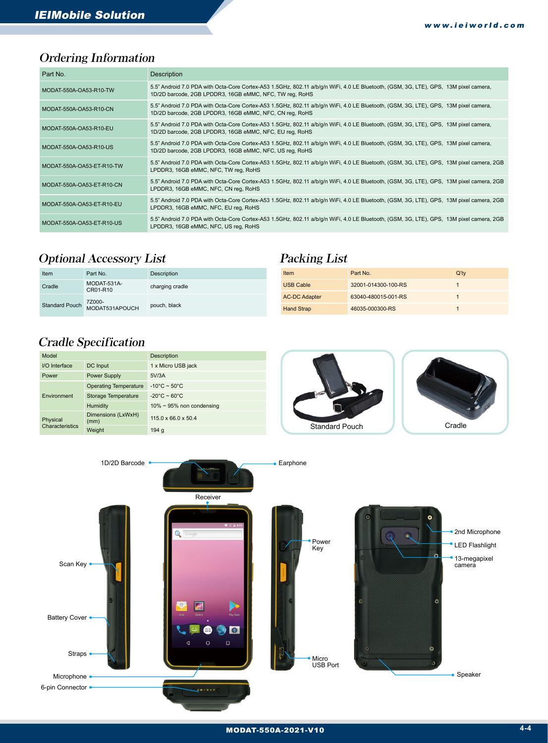## Ordering Information

| Part No. | Description |
|---|---|
| MODAT-550A-OA53-R10-TW | 5.5" Android 7.0 PDA with Octa-Core Cortex-A53 1.5GHz, 802.11 a/b/g/n WiFi, 4.0 LE Bluetooth, (GSM, 3G, LTE), GPS, 13M pixel camera, 1D/2D barcode, 2GB LPDDR3, 16GB eMMC, NFC, TW reg, RoHS |
| MODAT-550A-OA53-R10-CN | 5.5" Android 7.0 PDA with Octa-Core Cortex-A53 1.5GHz, 802.11 a/b/g/n WiFi, 4.0 LE Bluetooth, (GSM, 3G, LTE), GPS, 13M pixel camera, 1D/2D barcode, 2GB LPDDR3, 16GB eMMC, NFC, CN reg, RoHS |
| MODAT-550A-OA53-R10-EU | 5.5" Android 7.0 PDA with Octa-Core Cortex-A53 1.5GHz, 802.11 a/b/g/n WiFi, 4.0 LE Bluetooth, (GSM, 3G, LTE), GPS, 13M pixel camera, 1D/2D barcode, 2GB LPDDR3, 16GB eMMC, NFC, EU reg, RoHS |
| MODAT-550A-OA53-R10-US | 5.5" Android 7.0 PDA with Octa-Core Cortex-A53 1.5GHz, 802.11 a/b/g/n WiFi, 4.0 LE Bluetooth, (GSM, 3G, LTE), GPS, 13M pixel camera, 1D/2D barcode, 2GB LPDDR3, 16GB eMMC, NFC, US reg, RoHS |
| MODAT-550A-OA53-ET-R10-TW | 5.5" Android 7.0 PDA with Octa-Core Cortex-A53 1.5GHz, 802.11 a/b/g/n WiFi, 4.0 LE Bluetooth, (GSM, 3G, LTE), GPS, 13M pixel camera, 2GB LPDDR3, 16GB eMMC, NFC, TW reg, RoHS |
| MODAT-550A-OA53-ET-R10-CN | 5.5" Android 7.0 PDA with Octa-Core Cortex-A53 1.5GHz, 802.11 a/b/g/n WiFi, 4.0 LE Bluetooth, (GSM, 3G, LTE), GPS, 13M pixel camera, 2GB LPDDR3, 16GB eMMC, NFC, CN reg, RoHS |
| MODAT-550A-OA53-ET-R10-EU | 5.5" Android 7.0 PDA with Octa-Core Cortex-A53 1.5GHz, 802.11 a/b/g/n WiFi, 4.0 LE Bluetooth, (GSM, 3G, LTE), GPS, 13M pixel camera, 2GB LPDDR3, 16GB eMMC, NFC, EU reg, RoHS |
| MODAT-550A-OA53-ET-R10-US | 5.5" Android 7.0 PDA with Octa-Core Cortex-A53 1.5GHz, 802.11 a/b/g/n WiFi, 4.0 LE Bluetooth, (GSM, 3G, LTE), GPS, 13M pixel camera, 2GB LPDDR3, 16GB eMMC, NFC, US reg, RoHS |

## Optional Accessory List

| Item | Part No. | Description |
|---|---|---|
| Cradle | MODAT-531A-CR01-R10 | charging cradle |
| Standard Pouch | 7Z000-MODAT531APOUCH | pouch, black |

## Packing List

| Item | Part No. | Q'ty |
|---|---|---|
| USB Cable | 32001-014300-100-RS | 1 |
| AC-DC Adapter | 63040-480015-001-RS | 1 |
| Hand Strap | 46035-000300-RS | 1 |

## Cradle Specification

| Model | | Description |
|---|---|---|
| I/O Interface | DC Input | 1 x Micro USB jack |
| Power | Power Supply | 5V/3A |
| Environment | Operating Temperature | -10°C ~ 50°C |
| | Storage Temperature | -20°C ~ 60°C |
| | Humidity | 10% ~ 95% non condensing |
| Physical Characteristics | Dimensions (LxWxH) (mm) | 115.0 x 66.0 x 50.4 |
| | Weight | 194 g |

Standard Pouch

Cradle

1D/2D Barcode

Earphone

Receiver

Scan Key

Power Key

2nd Microphone

LED Flashlight

13-megapixel camera

Battery Cover

Straps

Micro USB Port

Speaker

Microphone

6-pin Connector